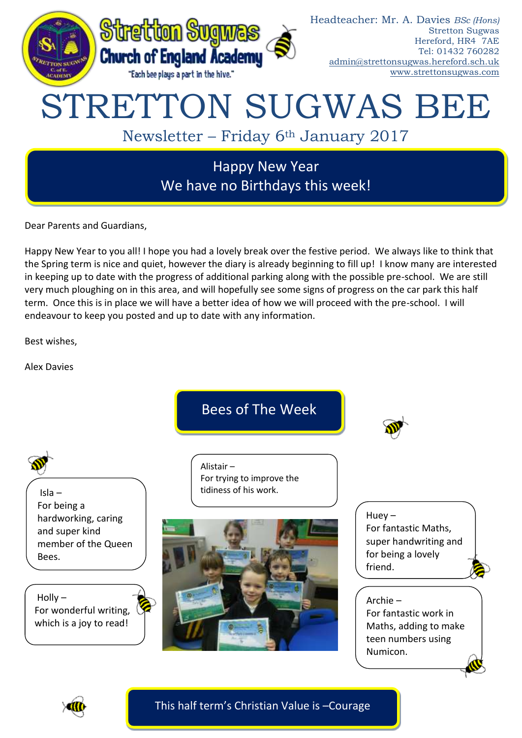Stretton Sugwas Church of England Academy

"Each bee plays a part in the hive."

Headteacher: Mr. A. Davies *BSc (Hons)*
Stretton Sugwas
Hereford, HR4 7AE
Tel: 01432 760282
admin@strettonsugwas.hereford.sch.uk
www.strettonsugwas.com

# STRETTON SUGWAS BEE

## Newsletter – Friday 6th January 2017

**Happy New Year**
**We have no Birthdays this week!**

Dear Parents and Guardians,

Happy New Year to you all! I hope you had a lovely break over the festive period. We always like to think that the Spring term is nice and quiet, however the diary is already beginning to fill up! I know many are interested in keeping up to date with the progress of additional parking along with the possible pre-school. We are still very much ploughing on in this area, and will hopefully see some signs of progress on the car park this half term. Once this is in place we will have a better idea of how we will proceed with the pre-school. I will endeavour to keep you posted and up to date with any information.

Best wishes,

Alex Davies

## Bees of The Week

Isla – For being a hardworking, caring and super kind member of the Queen Bees.

Alistair – For trying to improve the tidiness of his work.

Huey – For fantastic Maths, super handwriting and for being a lovely friend.

Holly – For wonderful writing, which is a joy to read!

Archie – For fantastic work in Maths, adding to make teen numbers using Numicon.

**This half term's Christian Value is –Courage**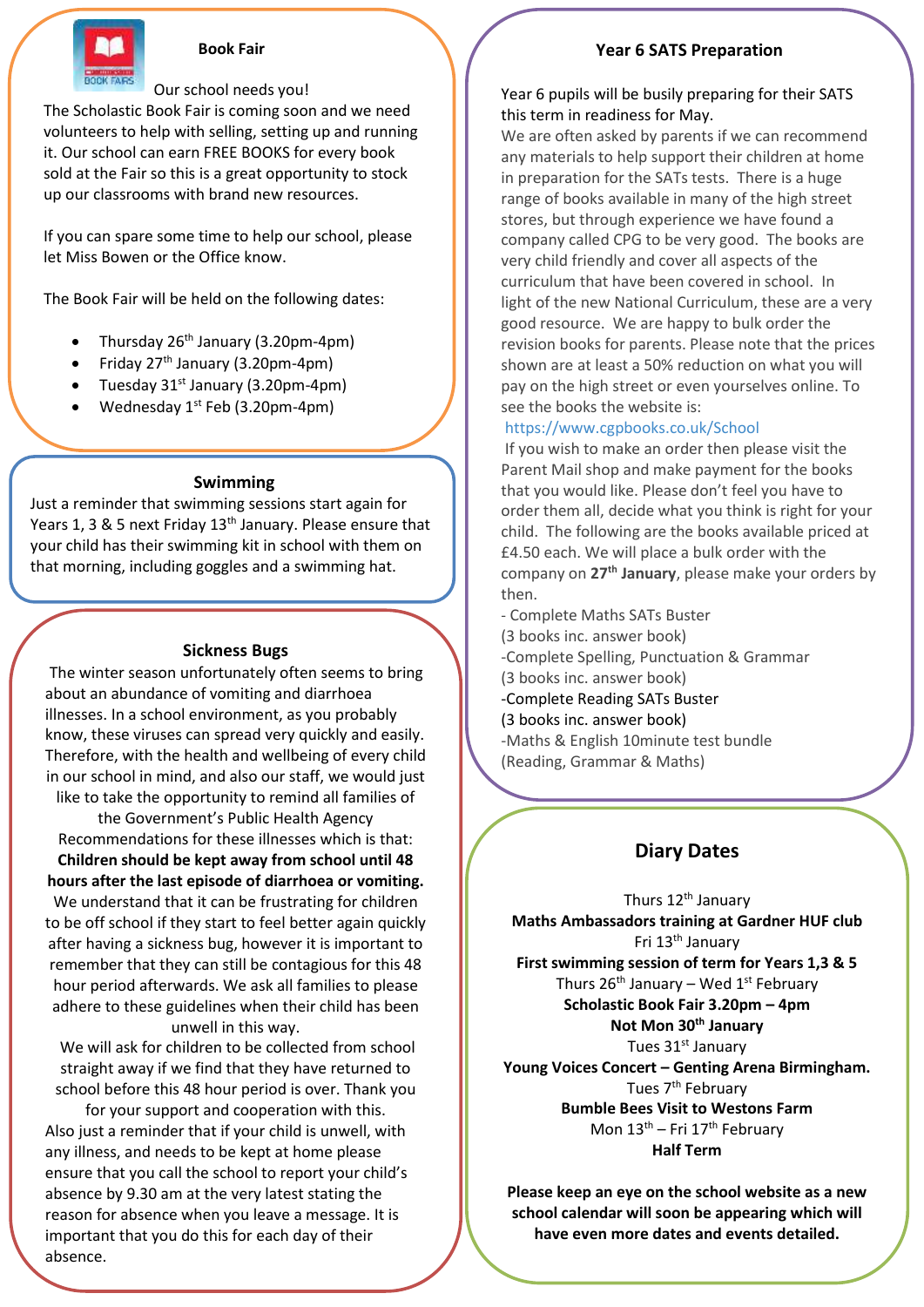## Book Fair

Our school needs you!

The Scholastic Book Fair is coming soon and we need volunteers to help with selling, setting up and running it. Our school can earn FREE BOOKS for every book sold at the Fair so this is a great opportunity to stock up our classrooms with brand new resources.

If you can spare some time to help our school, please let Miss Bowen or the Office know.

The Book Fair will be held on the following dates:

- Thursday 26th January (3.20pm-4pm)
- Friday 27th January (3.20pm-4pm)
- Tuesday 31st January (3.20pm-4pm)
- Wednesday 1st Feb (3.20pm-4pm)

## Swimming

Just a reminder that swimming sessions start again for Years 1, 3 & 5 next Friday 13th January. Please ensure that your child has their swimming kit in school with them on that morning, including goggles and a swimming hat.

## Sickness Bugs

The winter season unfortunately often seems to bring about an abundance of vomiting and diarrhoea illnesses. In a school environment, as you probably know, these viruses can spread very quickly and easily. Therefore, with the health and wellbeing of every child in our school in mind, and also our staff, we would just like to take the opportunity to remind all families of the Government's Public Health Agency Recommendations for these illnesses which is that: **Children should be kept away from school until 48 hours after the last episode of diarrhoea or vomiting.** We understand that it can be frustrating for children to be off school if they start to feel better again quickly after having a sickness bug, however it is important to remember that they can still be contagious for this 48 hour period afterwards. We ask all families to please adhere to these guidelines when their child has been unwell in this way.

We will ask for children to be collected from school straight away if we find that they have returned to school before this 48 hour period is over. Thank you for your support and cooperation with this.

Also just a reminder that if your child is unwell, with any illness, and needs to be kept at home please ensure that you call the school to report your child's absence by 9.30 am at the very latest stating the reason for absence when you leave a message. It is important that you do this for each day of their absence.

## Year 6 SATS Preparation

Year 6 pupils will be busily preparing for their SATS this term in readiness for May.

We are often asked by parents if we can recommend any materials to help support their children at home in preparation for the SATs tests. There is a huge range of books available in many of the high street stores, but through experience we have found a company called CPG to be very good. The books are very child friendly and cover all aspects of the curriculum that have been covered in school. In light of the new National Curriculum, these are a very good resource. We are happy to bulk order the revision books for parents. Please note that the prices shown are at least a 50% reduction on what you will pay on the high street or even yourselves online. To see the books the website is:

https://www.cgpbooks.co.uk/School

If you wish to make an order then please visit the Parent Mail shop and make payment for the books that you would like. Please don't feel you have to order them all, decide what you think is right for your child. The following are the books available priced at £4.50 each. We will place a bulk order with the company on **27th January**, please make your orders by then.

- Complete Maths SATs Buster
(3 books inc. answer book)
-Complete Spelling, Punctuation & Grammar
(3 books inc. answer book)
-Complete Reading SATs Buster
(3 books inc. answer book)
-Maths & English 10minute test bundle
(Reading, Grammar & Maths)

## Diary Dates

Thurs 12th January
**Maths Ambassadors training at Gardner HUF club**

Fri 13th January
**First swimming session of term for Years 1,3 & 5**

Thurs 26th January – Wed 1st February
**Scholastic Book Fair 3.20pm – 4pm**
**Not Mon 30th January**

Tues 31st January
**Young Voices Concert – Genting Arena Birmingham.**

Tues 7th February
**Bumble Bees Visit to Westons Farm**

Mon 13th – Fri 17th February
**Half Term**

**Please keep an eye on the school website as a new school calendar will soon be appearing which will have even more dates and events detailed.**